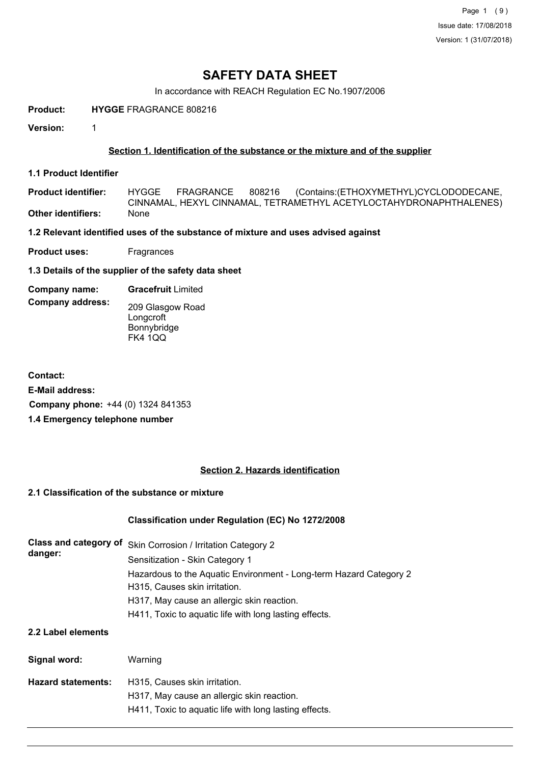# SAFETY DATA SHEET

In accordance with REACH Regulation EC No.1907/2006

**Product:** **HYGGE** FRAGRANCE 808216

**Version:** 1

## Section 1. Identification of the substance or the mixture and of the supplier

### 1.1 Product Identifier

**Product identifier:** HYGGE FRAGRANCE 808216 (Contains:(ETHOXYMETHYL)CYCLODODECANE, CINNAMAL, HEXYL CINNAMAL, TETRAMETHYL ACETYLOCTAHYDRONAPHTHALENES)

**Other identifiers:** None

### 1.2 Relevant identified uses of the substance of mixture and uses advised against

**Product uses:** Fragrances

### 1.3 Details of the supplier of the safety data sheet

**Company name:** **Gracefruit** Limited

**Company address:**
209 Glasgow Road
Longcroft
Bonnybridge
FK4 1QQ

**Contact:**

**E-Mail address:**

**Company phone:** +44 (0) 1324 841353

### 1.4 Emergency telephone number

## Section 2. Hazards identification

### 2.1 Classification of the substance or mixture

**Classification under Regulation (EC) No 1272/2008**

**Class and category of danger:**
Skin Corrosion / Irritation Category 2
Sensitization - Skin Category 1
Hazardous to the Aquatic Environment - Long-term Hazard Category 2
H315, Causes skin irritation.
H317, May cause an allergic skin reaction.
H411, Toxic to aquatic life with long lasting effects.

### 2.2 Label elements

**Signal word:** Warning

**Hazard statements:**
H315, Causes skin irritation.
H317, May cause an allergic skin reaction.
H411, Toxic to aquatic life with long lasting effects.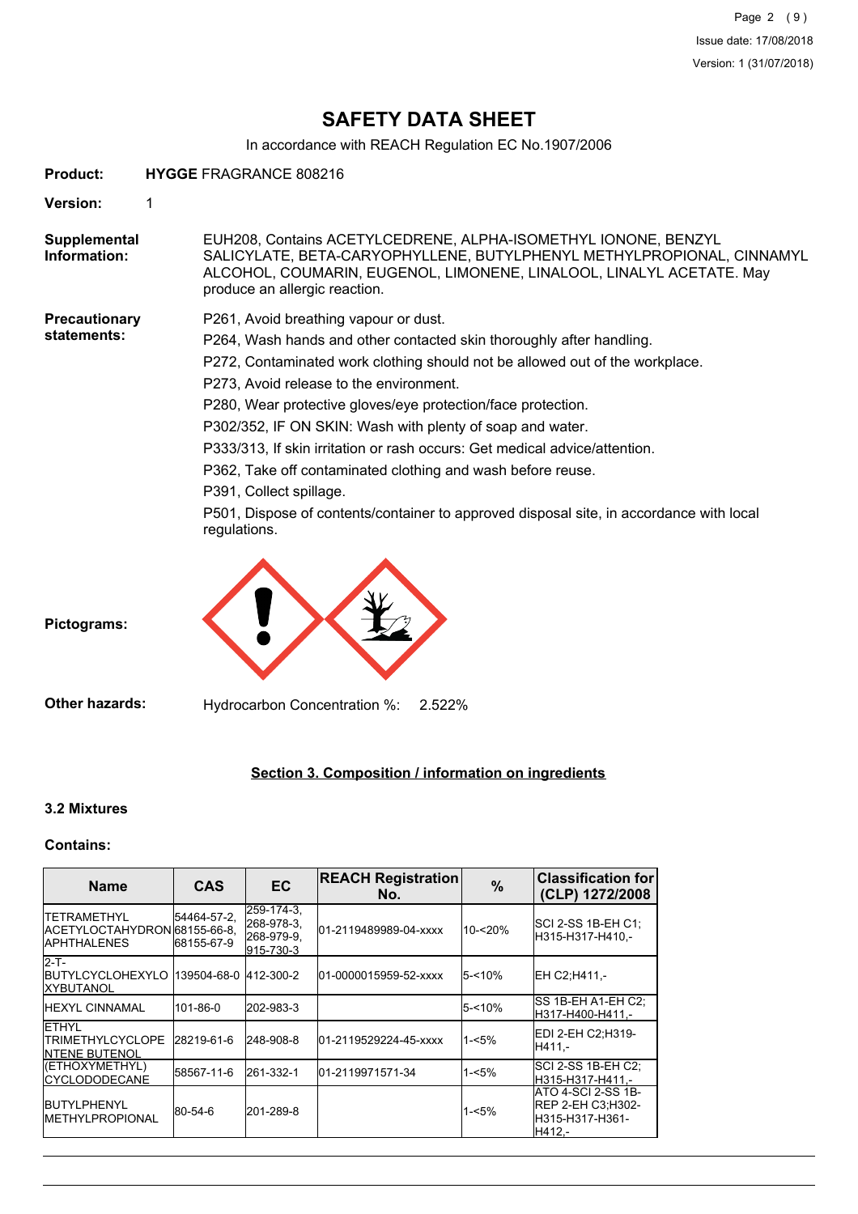# SAFETY DATA SHEET

In accordance with REACH Regulation EC No.1907/2006

**Product:** **HYGGE** FRAGRANCE 808216

**Version:** 1

**Supplemental Information:** EUH208, Contains ACETYLCEDRENE, ALPHA-ISOMETHYL IONONE, BENZYL SALICYLATE, BETA-CARYOPHYLLENE, BUTYLPHENYL METHYLPROPIONAL, CINNAMYL ALCOHOL, COUMARIN, EUGENOL, LIMONENE, LINALOOL, LINALYL ACETATE. May produce an allergic reaction.

**Precautionary statements:**

P261, Avoid breathing vapour or dust.

P264, Wash hands and other contacted skin thoroughly after handling.

P272, Contaminated work clothing should not be allowed out of the workplace.

P273, Avoid release to the environment.

P280, Wear protective gloves/eye protection/face protection.

P302/352, IF ON SKIN: Wash with plenty of soap and water.

P333/313, If skin irritation or rash occurs: Get medical advice/attention.

P362, Take off contaminated clothing and wash before reuse.

P391, Collect spillage.

P501, Dispose of contents/container to approved disposal site, in accordance with local regulations.

**Pictograms:**

**Other hazards:** Hydrocarbon Concentration %: 2.522%

## Section 3. Composition / information on ingredients

### 3.2 Mixtures

**Contains:**

| Name | CAS | EC | REACH Registration No. | % | Classification for (CLP) 1272/2008 |
|---|---|---|---|---|---|
| TETRAMETHYL ACETYLOCTAHYDRONAPHTHALENES | 54464-57-2, 68155-66-8, 68155-67-9 | 259-174-3, 268-978-3, 268-979-9, 915-730-3 | 01-2119489989-04-xxxx | 10-<20% | SCI 2-SS 1B-EH C1;H315-H317-H410,- |
| 2-T-BUTYLCYCLOHEXYLOXYBUTANOL | 139504-68-0 | 412-300-2 | 01-0000015959-52-xxxx | 5-<10% | EH C2;H411,- |
| HEXYL CINNAMAL | 101-86-0 | 202-983-3 | | 5-<10% | SS 1B-EH A1-EH C2;H317-H400-H411,- |
| ETHYL TRIMETHYLCYCLOPENTENE BUTENOL | 28219-61-6 | 248-908-8 | 01-2119529224-45-xxxx | 1-<5% | EDI 2-EH C2;H319-H411,- |
| (ETHOXYMETHYL)CYCLODODECANE | 58567-11-6 | 261-332-1 | 01-2119971571-34 | 1-<5% | SCI 2-SS 1B-EH C2;H315-H317-H411,- |
| BUTYLPHENYL METHYLPROPIONAL | 80-54-6 | 201-289-8 | | 1-<5% | ATO 4-SCI 2-SS 1B-REP 2-EH C3;H302-H315-H317-H361-H412,- |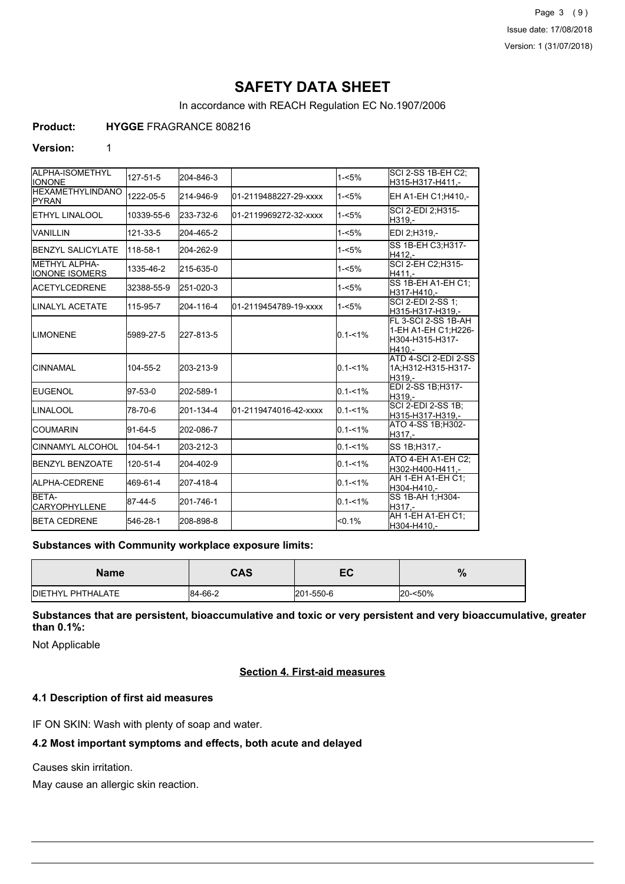# SAFETY DATA SHEET

In accordance with REACH Regulation EC No.1907/2006

**Product:** **HYGGE** FRAGRANCE 808216

**Version:** 1

| | | | | | |
|---|---|---|---|---|---|
| ALPHA-ISOMETHYL IONONE | 127-51-5 | 204-846-3 | | 1-<5% | SCI 2-SS 1B-EH C2;H315-H317-H411,- |
| HEXAMETHYLINDANOPYRAN | 1222-05-5 | 214-946-9 | 01-2119488227-29-xxxx | 1-<5% | EH A1-EH C1;H410,- |
| ETHYL LINALOOL | 10339-55-6 | 233-732-6 | 01-2119969272-32-xxxx | 1-<5% | SCI 2-EDI 2;H315-H319,- |
| VANILLIN | 121-33-5 | 204-465-2 | | 1-<5% | EDI 2;H319,- |
| BENZYL SALICYLATE | 118-58-1 | 204-262-9 | | 1-<5% | SS 1B-EH C3;H317-H412,- |
| METHYL ALPHA-IONONE ISOMERS | 1335-46-2 | 215-635-0 | | 1-<5% | SCI 2-EH C2;H315-H411,- |
| ACETYLCEDRENE | 32388-55-9 | 251-020-3 | | 1-<5% | SS 1B-EH A1-EH C1;H317-H410,- |
| LINALYL ACETATE | 115-95-7 | 204-116-4 | 01-2119454789-19-xxxx | 1-<5% | SCI 2-EDI 2-SS 1;H315-H317-H319,- |
| LIMONENE | 5989-27-5 | 227-813-5 | | 0.1-<1% | FL 3-SCI 2-SS 1B-AH 1-EH A1-EH C1;H226-H304-H315-H317-H410,- |
| CINNAMAL | 104-55-2 | 203-213-9 | | 0.1-<1% | ATD 4-SCI 2-EDI 2-SS 1A;H312-H315-H317-H319,- |
| EUGENOL | 97-53-0 | 202-589-1 | | 0.1-<1% | EDI 2-SS 1B;H317-H319,- |
| LINALOOL | 78-70-6 | 201-134-4 | 01-2119474016-42-xxxx | 0.1-<1% | SCI 2-EDI 2-SS 1B;H315-H317-H319,- |
| COUMARIN | 91-64-5 | 202-086-7 | | 0.1-<1% | ATO 4-SS 1B;H302-H317,- |
| CINNAMYL ALCOHOL | 104-54-1 | 203-212-3 | | 0.1-<1% | SS 1B;H317,- |
| BENZYL BENZOATE | 120-51-4 | 204-402-9 | | 0.1-<1% | ATO 4-EH A1-EH C2;H302-H400-H411,- |
| ALPHA-CEDRENE | 469-61-4 | 207-418-4 | | 0.1-<1% | AH 1-EH A1-EH C1;H304-H410,- |
| BETA-CARYOPHYLLENE | 87-44-5 | 201-746-1 | | 0.1-<1% | SS 1B-AH 1;H304-H317,- |
| BETA CEDRENE | 546-28-1 | 208-898-8 | | <0.1% | AH 1-EH A1-EH C1;H304-H410,- |

**Substances with Community workplace exposure limits:**

| Name | CAS | EC | % |
|---|---|---|---|
| DIETHYL PHTHALATE | 84-66-2 | 201-550-6 | 20-<50% |

**Substances that are persistent, bioaccumulative and toxic or very persistent and very bioaccumulative, greater than 0.1%:**

Not Applicable

## Section 4. First-aid measures

### 4.1 Description of first aid measures

IF ON SKIN: Wash with plenty of soap and water.

### 4.2 Most important symptoms and effects, both acute and delayed

Causes skin irritation.

May cause an allergic skin reaction.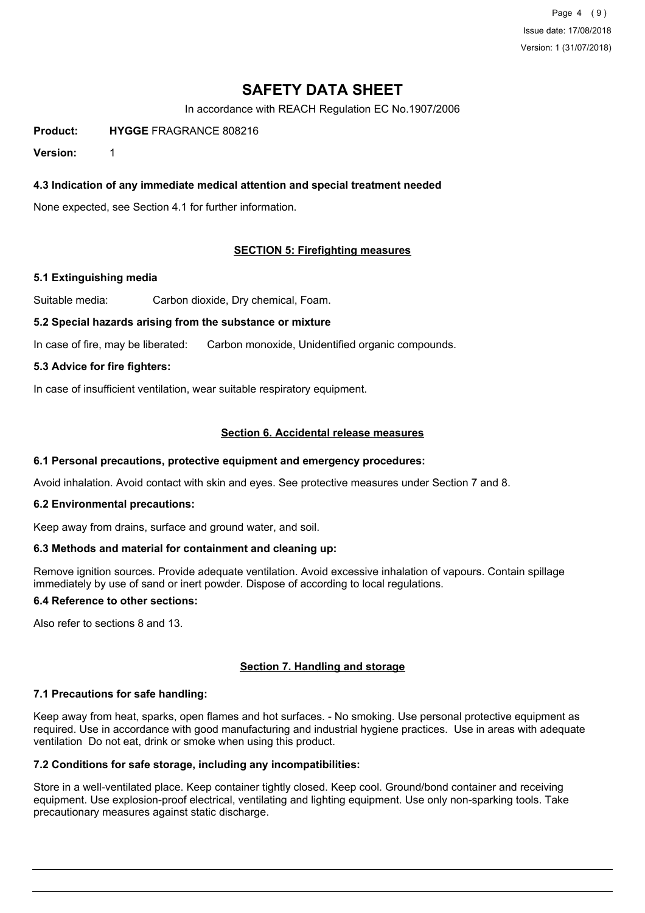# SAFETY DATA SHEET

In accordance with REACH Regulation EC No.1907/2006

**Product:** **HYGGE** FRAGRANCE 808216

**Version:** 1

### 4.3 Indication of any immediate medical attention and special treatment needed

None expected, see Section 4.1 for further information.

## SECTION 5: Firefighting measures

### 5.1 Extinguishing media

Suitable media: Carbon dioxide, Dry chemical, Foam.

### 5.2 Special hazards arising from the substance or mixture

In case of fire, may be liberated: Carbon monoxide, Unidentified organic compounds.

### 5.3 Advice for fire fighters:

In case of insufficient ventilation, wear suitable respiratory equipment.

## Section 6. Accidental release measures

### 6.1 Personal precautions, protective equipment and emergency procedures:

Avoid inhalation. Avoid contact with skin and eyes. See protective measures under Section 7 and 8.

### 6.2 Environmental precautions:

Keep away from drains, surface and ground water, and soil.

### 6.3 Methods and material for containment and cleaning up:

Remove ignition sources. Provide adequate ventilation. Avoid excessive inhalation of vapours. Contain spillage immediately by use of sand or inert powder. Dispose of according to local regulations.

### 6.4 Reference to other sections:

Also refer to sections 8 and 13.

## Section 7. Handling and storage

### 7.1 Precautions for safe handling:

Keep away from heat, sparks, open flames and hot surfaces. - No smoking. Use personal protective equipment as required. Use in accordance with good manufacturing and industrial hygiene practices. Use in areas with adequate ventilation Do not eat, drink or smoke when using this product.

### 7.2 Conditions for safe storage, including any incompatibilities:

Store in a well-ventilated place. Keep container tightly closed. Keep cool. Ground/bond container and receiving equipment. Use explosion-proof electrical, ventilating and lighting equipment. Use only non-sparking tools. Take precautionary measures against static discharge.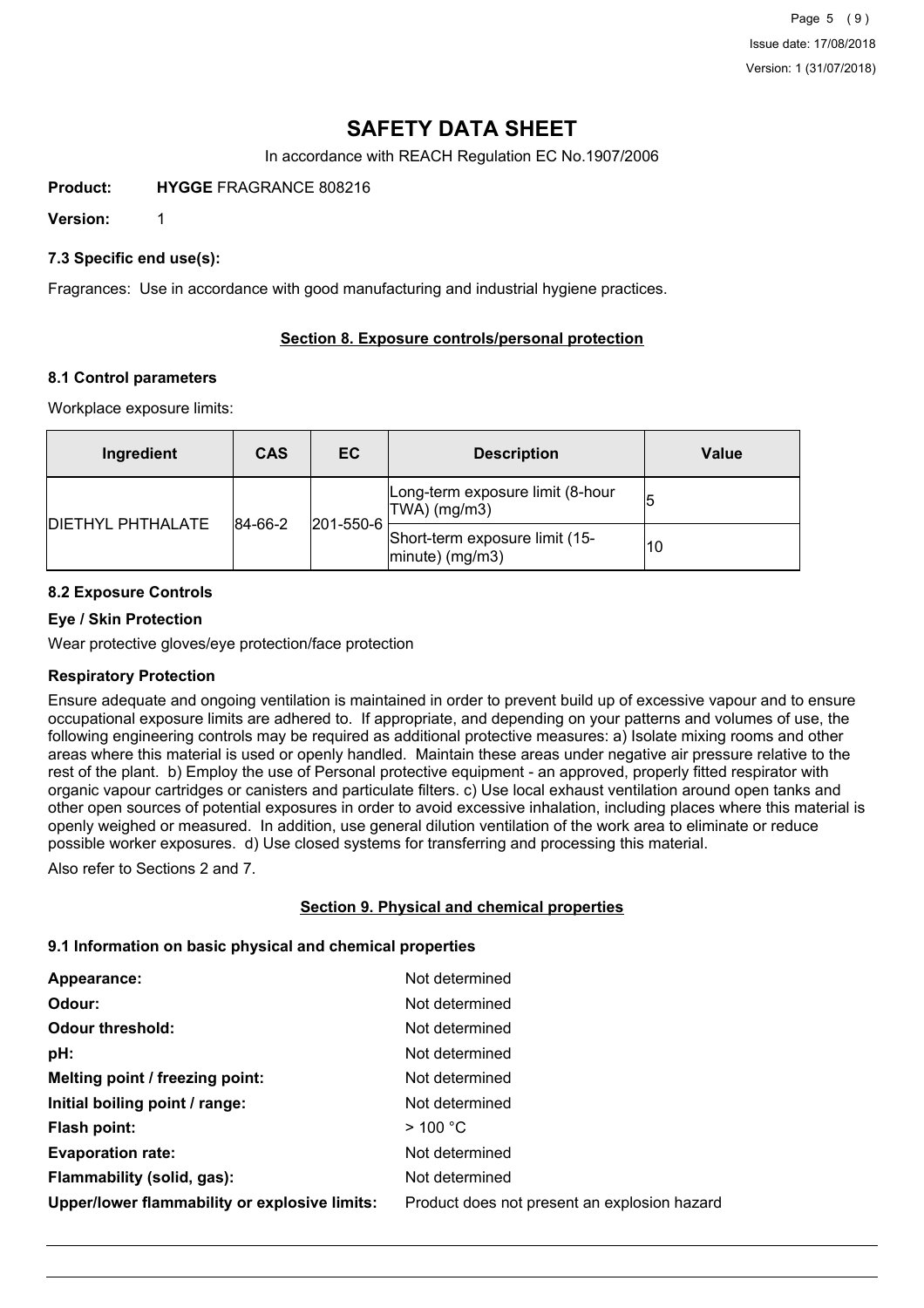# SAFETY DATA SHEET

In accordance with REACH Regulation EC No.1907/2006

**Product:** **HYGGE** FRAGRANCE 808216

**Version:** 1

### 7.3 Specific end use(s):

Fragrances: Use in accordance with good manufacturing and industrial hygiene practices.

## Section 8. Exposure controls/personal protection

### 8.1 Control parameters

Workplace exposure limits:

| Ingredient | CAS | EC | Description | Value |
|---|---|---|---|---|
| DIETHYL PHTHALATE | 84-66-2 | 201-550-6 | Long-term exposure limit (8-hour TWA) (mg/m3) | 5 |
| | | | Short-term exposure limit (15-minute) (mg/m3) | 10 |

### 8.2 Exposure Controls

**Eye / Skin Protection**

Wear protective gloves/eye protection/face protection

**Respiratory Protection**

Ensure adequate and ongoing ventilation is maintained in order to prevent build up of excessive vapour and to ensure occupational exposure limits are adhered to. If appropriate, and depending on your patterns and volumes of use, the following engineering controls may be required as additional protective measures: a) Isolate mixing rooms and other areas where this material is used or openly handled. Maintain these areas under negative air pressure relative to the rest of the plant. b) Employ the use of Personal protective equipment - an approved, properly fitted respirator with organic vapour cartridges or canisters and particulate filters. c) Use local exhaust ventilation around open tanks and other open sources of potential exposures in order to avoid excessive inhalation, including places where this material is openly weighed or measured. In addition, use general dilution ventilation of the work area to eliminate or reduce possible worker exposures. d) Use closed systems for transferring and processing this material.

Also refer to Sections 2 and 7.

## Section 9. Physical and chemical properties

### 9.1 Information on basic physical and chemical properties

**Appearance:** Not determined

**Odour:** Not determined

**Odour threshold:** Not determined

**pH:** Not determined

**Melting point / freezing point:** Not determined

**Initial boiling point / range:** Not determined

**Flash point:** > 100 °C

**Evaporation rate:** Not determined

**Flammability (solid, gas):** Not determined

**Upper/lower flammability or explosive limits:** Product does not present an explosion hazard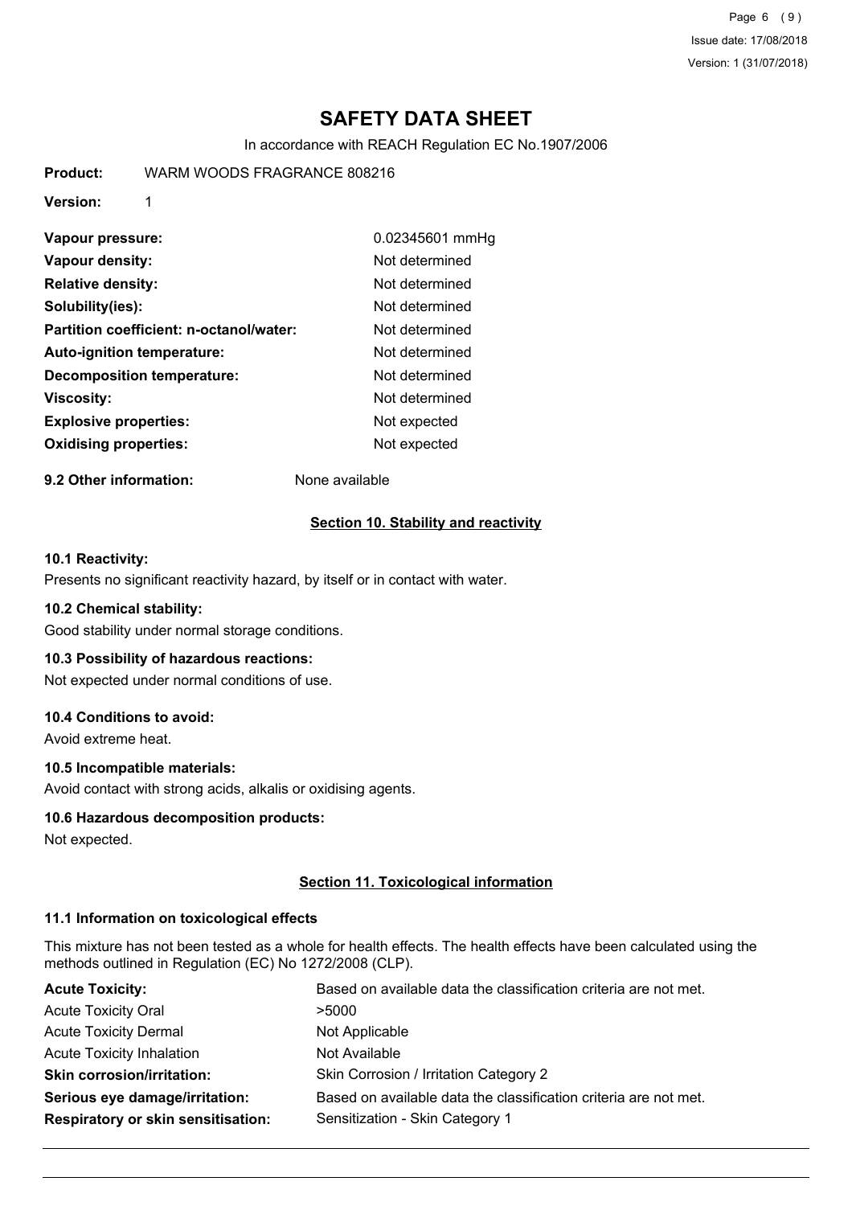| | |
|---|---|
| **Vapour pressure:** | 0.02345601 mmHg |
| **Vapour density:** | Not determined |
| **Relative density:** | Not determined |
| **Solubility(ies):** | Not determined |
| **Partition coefficient: n-octanol/water:** | Not determined |
| **Auto-ignition temperature:** | Not determined |
| **Decomposition temperature:** | Not determined |
| **Viscosity:** | Not determined |
| **Explosive properties:** | Not expected |
| **Oxidising properties:** | Not expected |

**9.2 Other information:** None available

## Section 10. Stability and reactivity

**10.1 Reactivity:**

Presents no significant reactivity hazard, by itself or in contact with water.

**10.2 Chemical stability:**

Good stability under normal storage conditions.

**10.3 Possibility of hazardous reactions:**

Not expected under normal conditions of use.

**10.4 Conditions to avoid:**

Avoid extreme heat.

**10.5 Incompatible materials:**

Avoid contact with strong acids, alkalis or oxidising agents.

**10.6 Hazardous decomposition products:**

Not expected.

## Section 11. Toxicological information

**11.1 Information on toxicological effects**

This mixture has not been tested as a whole for health effects. The health effects have been calculated using the methods outlined in Regulation (EC) No 1272/2008 (CLP).

| | |
|---|---|
| **Acute Toxicity:** | Based on available data the classification criteria are not met. |
| Acute Toxicity Oral | >5000 |
| Acute Toxicity Dermal | Not Applicable |
| Acute Toxicity Inhalation | Not Available |
| **Skin corrosion/irritation:** | Skin Corrosion / Irritation Category 2 |
| **Serious eye damage/irritation:** | Based on available data the classification criteria are not met. |
| **Respiratory or skin sensitisation:** | Sensitization - Skin Category 1 |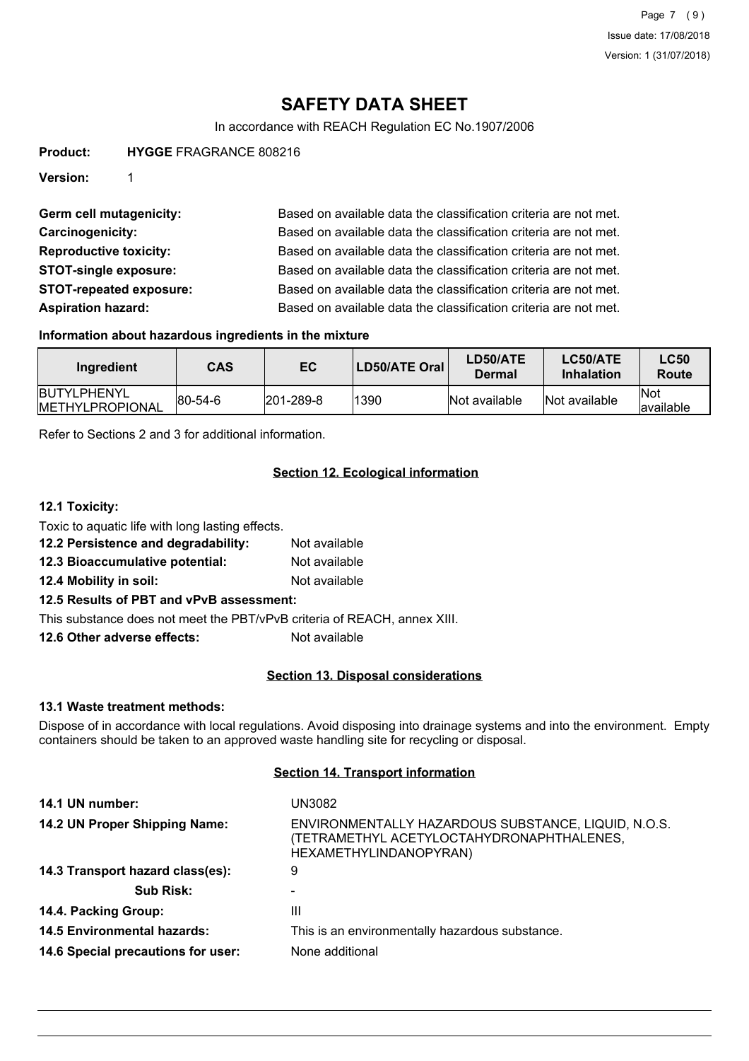**Product:** **HYGGE** FRAGRANCE 808216

**Version:** 1

**Germ cell mutagenicity:** Based on available data the classification criteria are not met.

**Carcinogenicity:** Based on available data the classification criteria are not met.

**Reproductive toxicity:** Based on available data the classification criteria are not met.

**STOT-single exposure:** Based on available data the classification criteria are not met.

**STOT-repeated exposure:** Based on available data the classification criteria are not met.

**Aspiration hazard:** Based on available data the classification criteria are not met.

**Information about hazardous ingredients in the mixture**

| Ingredient | CAS | EC | LD50/ATE Oral | LD50/ATE Dermal | LC50/ATE Inhalation | LC50 Route |
|---|---|---|---|---|---|---|
| BUTYLPHENYL METHYLPROPIONAL | 80-54-6 | 201-289-8 | 1390 | Not available | Not available | Not available |

Refer to Sections 2 and 3 for additional information.

## Section 12. Ecological information

**12.1 Toxicity:**

Toxic to aquatic life with long lasting effects.

**12.2 Persistence and degradability:** Not available

**12.3 Bioaccumulative potential:** Not available

**12.4 Mobility in soil:** Not available

**12.5 Results of PBT and vPvB assessment:**

This substance does not meet the PBT/vPvB criteria of REACH, annex XIII.

**12.6 Other adverse effects:** Not available

## Section 13. Disposal considerations

**13.1 Waste treatment methods:**

Dispose of in accordance with local regulations. Avoid disposing into drainage systems and into the environment. Empty containers should be taken to an approved waste handling site for recycling or disposal.

## Section 14. Transport information

**14.1 UN number:** UN3082

**14.2 UN Proper Shipping Name:** ENVIRONMENTALLY HAZARDOUS SUBSTANCE, LIQUID, N.O.S. (TETRAMETHYL ACETYLOCTAHYDRONAPHTHALENES, HEXAMETHYLINDANOPYRAN)

**14.3 Transport hazard class(es):** 9

**Sub Risk:** -

**14.4. Packing Group:** III

**14.5 Environmental hazards:** This is an environmentally hazardous substance.

**14.6 Special precautions for user:** None additional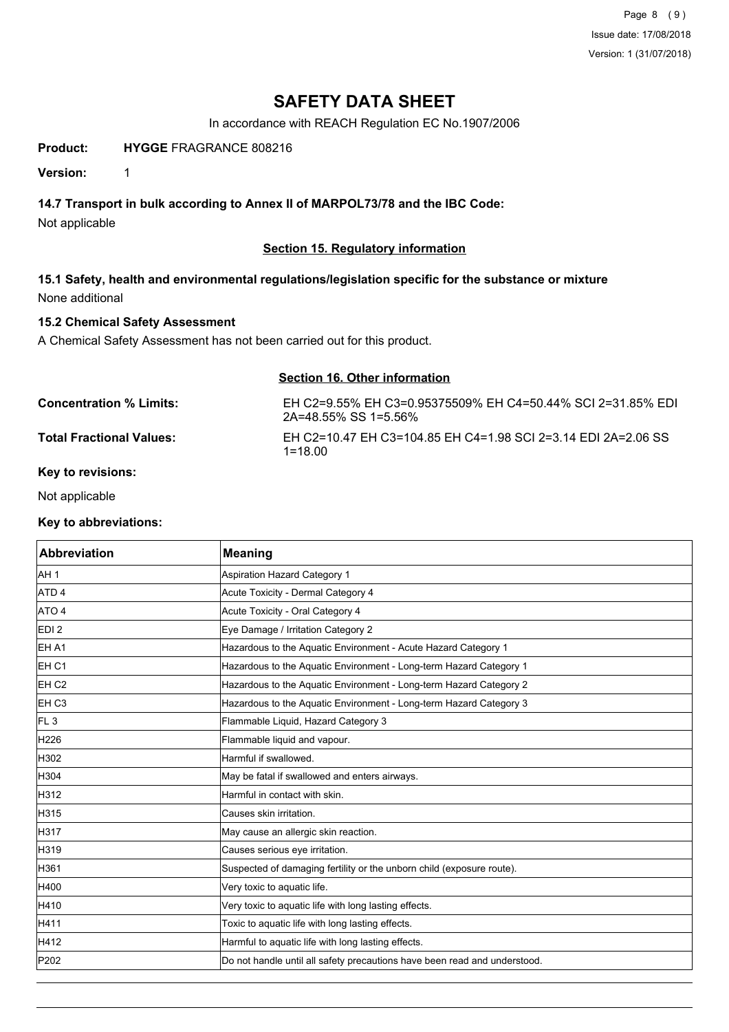# SAFETY DATA SHEET

In accordance with REACH Regulation EC No.1907/2006

**Product:** **HYGGE** FRAGRANCE 808216

**Version:** 1

### 14.7 Transport in bulk according to Annex II of MARPOL73/78 and the IBC Code:

Not applicable

## Section 15. Regulatory information

### 15.1 Safety, health and environmental regulations/legislation specific for the substance or mixture

None additional

### 15.2 Chemical Safety Assessment

A Chemical Safety Assessment has not been carried out for this product.

## Section 16. Other information

**Concentration % Limits:** EH C2=9.55% EH C3=0.95375509% EH C4=50.44% SCI 2=31.85% EDI 2A=48.55% SS 1=5.56%

**Total Fractional Values:** EH C2=10.47 EH C3=104.85 EH C4=1.98 SCI 2=3.14 EDI 2A=2.06 SS 1=18.00

**Key to revisions:**

Not applicable

**Key to abbreviations:**

| Abbreviation | Meaning |
|---|---|
| AH 1 | Aspiration Hazard Category 1 |
| ATD 4 | Acute Toxicity - Dermal Category 4 |
| ATO 4 | Acute Toxicity - Oral Category 4 |
| EDI 2 | Eye Damage / Irritation Category 2 |
| EH A1 | Hazardous to the Aquatic Environment - Acute Hazard Category 1 |
| EH C1 | Hazardous to the Aquatic Environment - Long-term Hazard Category 1 |
| EH C2 | Hazardous to the Aquatic Environment - Long-term Hazard Category 2 |
| EH C3 | Hazardous to the Aquatic Environment - Long-term Hazard Category 3 |
| FL 3 | Flammable Liquid, Hazard Category 3 |
| H226 | Flammable liquid and vapour. |
| H302 | Harmful if swallowed. |
| H304 | May be fatal if swallowed and enters airways. |
| H312 | Harmful in contact with skin. |
| H315 | Causes skin irritation. |
| H317 | May cause an allergic skin reaction. |
| H319 | Causes serious eye irritation. |
| H361 | Suspected of damaging fertility or the unborn child (exposure route). |
| H400 | Very toxic to aquatic life. |
| H410 | Very toxic to aquatic life with long lasting effects. |
| H411 | Toxic to aquatic life with long lasting effects. |
| H412 | Harmful to aquatic life with long lasting effects. |
| P202 | Do not handle until all safety precautions have been read and understood. |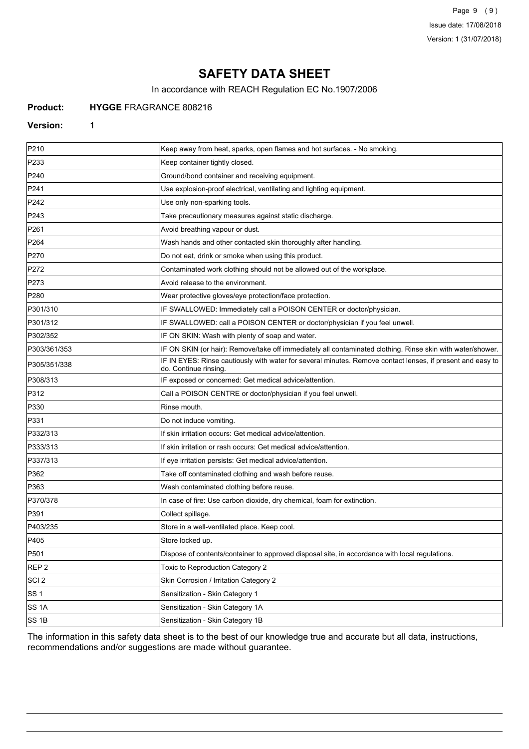# SAFETY DATA SHEET

In accordance with REACH Regulation EC No.1907/2006

**Product:** **HYGGE** FRAGRANCE 808216

**Version:** 1

| | |
|---|---|
| P210 | Keep away from heat, sparks, open flames and hot surfaces. - No smoking. |
| P233 | Keep container tightly closed. |
| P240 | Ground/bond container and receiving equipment. |
| P241 | Use explosion-proof electrical, ventilating and lighting equipment. |
| P242 | Use only non-sparking tools. |
| P243 | Take precautionary measures against static discharge. |
| P261 | Avoid breathing vapour or dust. |
| P264 | Wash hands and other contacted skin thoroughly after handling. |
| P270 | Do not eat, drink or smoke when using this product. |
| P272 | Contaminated work clothing should not be allowed out of the workplace. |
| P273 | Avoid release to the environment. |
| P280 | Wear protective gloves/eye protection/face protection. |
| P301/310 | IF SWALLOWED: Immediately call a POISON CENTER or doctor/physician. |
| P301/312 | IF SWALLOWED: call a POISON CENTER or doctor/physician if you feel unwell. |
| P302/352 | IF ON SKIN: Wash with plenty of soap and water. |
| P303/361/353 | IF ON SKIN (or hair): Remove/take off immediately all contaminated clothing. Rinse skin with water/shower. |
| P305/351/338 | IF IN EYES: Rinse cautiously with water for several minutes. Remove contact lenses, if present and easy to do. Continue rinsing. |
| P308/313 | IF exposed or concerned: Get medical advice/attention. |
| P312 | Call a POISON CENTRE or doctor/physician if you feel unwell. |
| P330 | Rinse mouth. |
| P331 | Do not induce vomiting. |
| P332/313 | If skin irritation occurs: Get medical advice/attention. |
| P333/313 | If skin irritation or rash occurs: Get medical advice/attention. |
| P337/313 | If eye irritation persists: Get medical advice/attention. |
| P362 | Take off contaminated clothing and wash before reuse. |
| P363 | Wash contaminated clothing before reuse. |
| P370/378 | In case of fire: Use carbon dioxide, dry chemical, foam for extinction. |
| P391 | Collect spillage. |
| P403/235 | Store in a well-ventilated place. Keep cool. |
| P405 | Store locked up. |
| P501 | Dispose of contents/container to approved disposal site, in accordance with local regulations. |
| REP 2 | Toxic to Reproduction Category 2 |
| SCI 2 | Skin Corrosion / Irritation Category 2 |
| SS 1 | Sensitization - Skin Category 1 |
| SS 1A | Sensitization - Skin Category 1A |
| SS 1B | Sensitization - Skin Category 1B |

The information in this safety data sheet is to the best of our knowledge true and accurate but all data, instructions, recommendations and/or suggestions are made without guarantee.